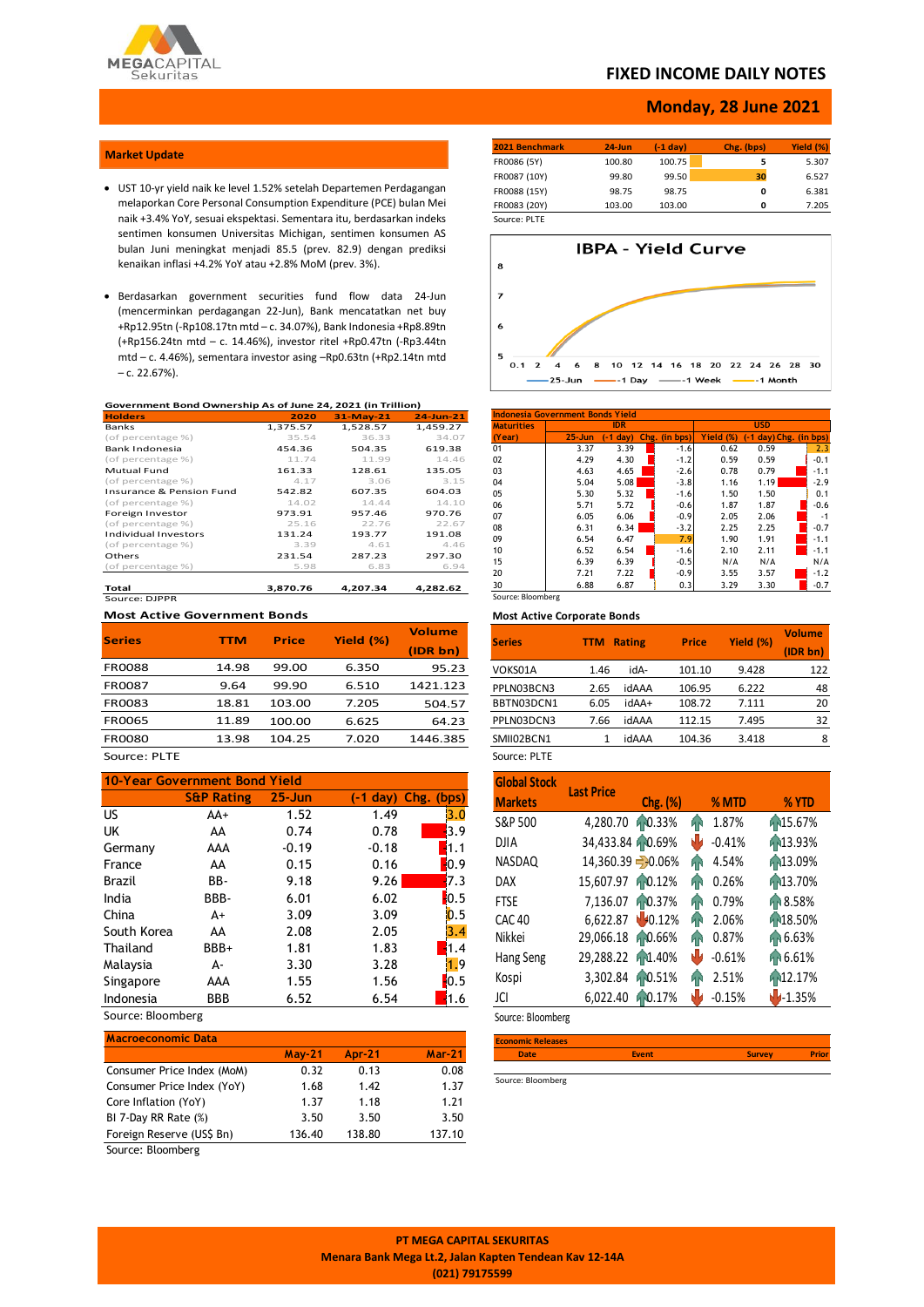# FIXED INCOME DAILY NOTES

## Monday, 28 June 2021

## Market Update

- UST 10-yr yield naik ke level 1.52% setelah Departemen Perdagangan melaporkan Core Personal Consumption Expenditure (PCE) bulan Mei naik +3.4% YoY, sesuai ekspektasi. Sementara itu, berdasarkan indeks sentimen konsumen Universitas Michigan, sentimen konsumen AS bulan Juni meningkat menjadi 85.5 (prev. 82.9) dengan prediksi kenaikan inflasi +4.2% YoY atau +2.8% MoM (prev. 3%).

- Berdasarkan government securities fund flow data 24-Jun (mencerminkan perdagangan 22-Jun), Bank mencatatkan net buy +Rp12.95tn (-Rp108.17tn mtd – c. 34.07%), Bank Indonesia +Rp8.89tn (+Rp156.24tn mtd – c. 14.46%), investor ritel +Rp0.47tn (-Rp3.44tn mtd – c. 4.46%), sementara investor asing –Rp0.63tn (+Rp2.14tn mtd – c. 22.67%).

| 2021 Benchmark | 24-Jun | (-1 day) | Chg. (bps) | Yield (%) |
|---|---|---|---|---|
| FR0086 (5Y) | 100.80 | 100.75 | 5 | 5.307 |
| FR0087 (10Y) | 99.80 | 99.50 | 30 | 6.527 |
| FR0088 (15Y) | 98.75 | 98.75 | 0 | 6.381 |
| FR0083 (20Y) | 103.00 | 103.00 | 0 | 7.205 |

Source: PLTE

**IBPA - Yield Curve** (25-Jun, -1 Day, -1 Week, -1 Month)

### Government Bond Ownership As of June 24, 2021 (in Trillion)

| Holders | 2020 | 31-May-21 | 24-Jun-21 |
|---|---|---|---|
| Banks | 1,375.57 | 1,528.57 | 1,459.27 |
| (of percentage %) | 35.54 | 36.33 | 34.07 |
| Bank Indonesia | 454.36 | 504.35 | 619.38 |
| (of percentage %) | 11.74 | 11.99 | 14.46 |
| Mutual Fund | 161.33 | 128.61 | 135.05 |
| (of percentage %) | 4.17 | 3.06 | 3.15 |
| Insurance & Pension Fund | 542.82 | 607.35 | 604.03 |
| (of percentage %) | 14.02 | 14.44 | 14.10 |
| Foreign Investor | 973.91 | 957.46 | 970.76 |
| (of percentage %) | 25.16 | 22.76 | 22.67 |
| Individual Investors | 131.24 | 193.77 | 191.08 |
| (of percentage %) | 3.39 | 4.61 | 4.46 |
| Others | 231.54 | 287.23 | 297.30 |
| (of percentage %) | 5.98 | 6.83 | 6.94 |
| Total | 3,870.76 | 4,207.34 | 4,282.62 |

Source: DJPPR

### Indonesia Government Bonds Yield

| Maturities (Year) | IDR 25-Jun | IDR (-1 day) | IDR Chg. (in bps) | USD Yield (%) | USD (-1 day) | USD Chg. (in bps) |
|---|---|---|---|---|---|---|
| 01 | 3.37 | 3.39 | -1.6 | 0.62 | 0.59 | 2.3 |
| 02 | 4.29 | 4.30 | -1.2 | 0.59 | 0.59 | -0.1 |
| 03 | 4.63 | 4.65 | -2.6 | 0.78 | 0.79 | -1.1 |
| 04 | 5.04 | 5.08 | -3.8 | 1.16 | 1.19 | -2.9 |
| 05 | 5.30 | 5.32 | -1.6 | 1.50 | 1.50 | 0.1 |
| 06 | 5.71 | 5.72 | -0.6 | 1.87 | 1.87 | -0.6 |
| 07 | 6.05 | 6.06 | -0.9 | 2.05 | 2.06 | -1 |
| 08 | 6.31 | 6.34 | -3.2 | 2.25 | 2.25 | -0.7 |
| 09 | 6.54 | 6.47 | 7.9 | 1.90 | 1.91 | -1.1 |
| 10 | 6.52 | 6.54 | -1.6 | 2.10 | 2.11 | -1.1 |
| 15 | 6.39 | 6.39 | -0.5 | N/A | N/A | N/A |
| 20 | 7.21 | 7.22 | -0.9 | 3.55 | 3.57 | -1.2 |
| 30 | 6.88 | 6.87 | 0.3 | 3.29 | 3.30 | -0.7 |

Source: Bloomberg

### Most Active Government Bonds

| Series | TTM | Price | Yield (%) | Volume (IDR bn) |
|---|---|---|---|---|
| FR0088 | 14.98 | 99.00 | 6.350 | 95.23 |
| FR0087 | 9.64 | 99.90 | 6.510 | 1421.123 |
| FR0083 | 18.81 | 103.00 | 7.205 | 504.57 |
| FR0065 | 11.89 | 100.00 | 6.625 | 64.23 |
| FR0080 | 13.98 | 104.25 | 7.020 | 1446.385 |

Source: PLTE

### Most Active Corporate Bonds

| Series | TTM | Rating | Price | Yield (%) | Volume (IDR bn) |
|---|---|---|---|---|---|
| VOKS01A | 1.46 | idA- | 101.10 | 9.428 | 122 |
| PPLN03BCN3 | 2.65 | idAAA | 106.95 | 6.222 | 48 |
| BBTN03DCN1 | 6.05 | idAA+ | 108.72 | 7.111 | 20 |
| PPLN03DCN3 | 7.66 | idAAA | 112.15 | 7.495 | 32 |
| SMII02BCN1 | 1 | idAAA | 104.36 | 3.418 | 8 |

Source: PLTE

### 10-Year Government Bond Yield

| | S&P Rating | 25-Jun | (-1 day) | Chg. (bps) |
|---|---|---|---|---|
| US | AA+ | 1.52 | 1.49 | 3.0 |
| UK | AA | 0.74 | 0.78 | -3.9 |
| Germany | AAA | -0.19 | -0.18 | -1.1 |
| France | AA | 0.15 | 0.16 | -0.9 |
| Brazil | BB- | 9.18 | 9.26 | -7.3 |
| India | BBB- | 6.01 | 6.02 | -0.5 |
| China | A+ | 3.09 | 3.09 | 0.5 |
| South Korea | AA | 2.08 | 2.05 | 3.4 |
| Thailand | BBB+ | 1.81 | 1.83 | -1.4 |
| Malaysia | A- | 3.30 | 3.28 | 1.9 |
| Singapore | AAA | 1.55 | 1.56 | -0.5 |
| Indonesia | BBB | 6.52 | 6.54 | -1.6 |

Source: Bloomberg

### Global Stock Markets

| Global Stock Markets | Last Price | Chg. (%) | % MTD | % YTD |
|---|---|---|---|---|
| S&P 500 | 4,280.70 | 0.33% | 1.87% | 15.67% |
| DJIA | 34,433.84 | 0.69% | -0.41% | 13.93% |
| NASDAQ | 14,360.39 | -0.06% | 4.54% | 13.09% |
| DAX | 15,607.97 | 0.12% | 0.26% | 13.70% |
| FTSE | 7,136.07 | 0.37% | 0.79% | 8.58% |
| CAC 40 | 6,622.87 | -0.12% | 2.06% | 18.50% |
| Nikkei | 29,066.18 | 0.66% | 0.87% | 6.63% |
| Hang Seng | 29,288.22 | 1.40% | -0.61% | 6.61% |
| Kospi | 3,302.84 | 0.51% | 2.51% | 12.17% |
| JCI | 6,022.40 | 0.17% | -0.15% | -1.35% |

Source: Bloomberg

### Macroeconomic Data

| | May-21 | Apr-21 | Mar-21 |
|---|---|---|---|
| Consumer Price Index (MoM) | 0.32 | 0.13 | 0.08 |
| Consumer Price Index (YoY) | 1.68 | 1.42 | 1.37 |
| Core Inflation (YoY) | 1.37 | 1.18 | 1.21 |
| BI 7-Day RR Rate (%) | 3.50 | 3.50 | 3.50 |
| Foreign Reserve (US$ Bn) | 136.40 | 138.80 | 137.10 |

Source: Bloomberg

### Economic Releases

| Date | Event | Survey | Prior |
|---|---|---|---|

Source: Bloomberg

**PT MEGA CAPITAL SEKURITAS**
Menara Bank Mega Lt.2, Jalan Kapten Tendean Kav 12-14A
(021) 79175599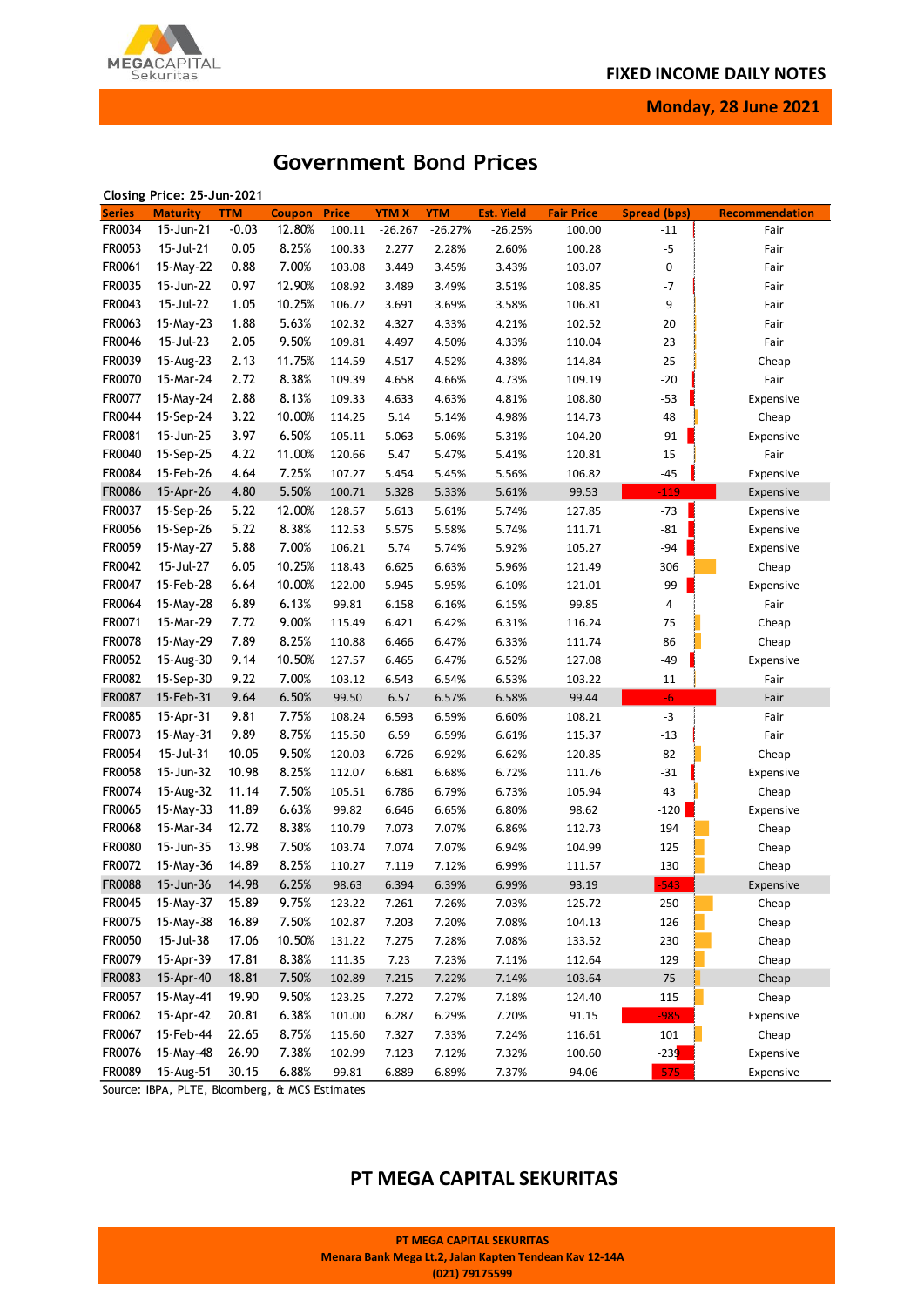## Government Bond Prices

**Closing Price: 25-Jun-2021**

| Series | Maturity | TTM | Coupon | Price | YTM X | YTM | Est. Yield | Fair Price | Spread (bps) | Recommendation |
|---|---|---|---|---|---|---|---|---|---|---|
| FR0034 | 15-Jun-21 | -0.03 | 12.80% | 100.11 | -26.267 | -26.27% | -26.25% | 100.00 | -11 | Fair |
| FR0053 | 15-Jul-21 | 0.05 | 8.25% | 100.33 | 2.277 | 2.28% | 2.60% | 100.28 | -5 | Fair |
| FR0061 | 15-May-22 | 0.88 | 7.00% | 103.08 | 3.449 | 3.45% | 3.43% | 103.07 | 0 | Fair |
| FR0035 | 15-Jun-22 | 0.97 | 12.90% | 108.92 | 3.489 | 3.49% | 3.51% | 108.85 | -7 | Fair |
| FR0043 | 15-Jul-22 | 1.05 | 10.25% | 106.72 | 3.691 | 3.69% | 3.58% | 106.81 | 9 | Fair |
| FR0063 | 15-May-23 | 1.88 | 5.63% | 102.32 | 4.327 | 4.33% | 4.21% | 102.52 | 20 | Fair |
| FR0046 | 15-Jul-23 | 2.05 | 9.50% | 109.81 | 4.497 | 4.50% | 4.33% | 110.04 | 23 | Fair |
| FR0039 | 15-Aug-23 | 2.13 | 11.75% | 114.59 | 4.517 | 4.52% | 4.38% | 114.84 | 25 | Cheap |
| FR0070 | 15-Mar-24 | 2.72 | 8.38% | 109.39 | 4.658 | 4.66% | 4.73% | 109.19 | -20 | Fair |
| FR0077 | 15-May-24 | 2.88 | 8.13% | 109.33 | 4.633 | 4.63% | 4.81% | 108.80 | -53 | Expensive |
| FR0044 | 15-Sep-24 | 3.22 | 10.00% | 114.25 | 5.14 | 5.14% | 4.98% | 114.73 | 48 | Cheap |
| FR0081 | 15-Jun-25 | 3.97 | 6.50% | 105.11 | 5.063 | 5.06% | 5.31% | 104.20 | -91 | Expensive |
| FR0040 | 15-Sep-25 | 4.22 | 11.00% | 120.66 | 5.47 | 5.47% | 5.41% | 120.81 | 15 | Fair |
| FR0084 | 15-Feb-26 | 4.64 | 7.25% | 107.27 | 5.454 | 5.45% | 5.56% | 106.82 | -45 | Expensive |
| FR0086 | 15-Apr-26 | 4.80 | 5.50% | 100.71 | 5.328 | 5.33% | 5.61% | 99.53 | -119 | Expensive |
| FR0037 | 15-Sep-26 | 5.22 | 12.00% | 128.57 | 5.613 | 5.61% | 5.74% | 127.85 | -73 | Expensive |
| FR0056 | 15-Sep-26 | 5.22 | 8.38% | 112.53 | 5.575 | 5.58% | 5.74% | 111.71 | -81 | Expensive |
| FR0059 | 15-May-27 | 5.88 | 7.00% | 106.21 | 5.74 | 5.74% | 5.92% | 105.27 | -94 | Expensive |
| FR0042 | 15-Jul-27 | 6.05 | 10.25% | 118.43 | 6.625 | 6.63% | 5.96% | 121.49 | 306 | Cheap |
| FR0047 | 15-Feb-28 | 6.64 | 10.00% | 122.00 | 5.945 | 5.95% | 6.10% | 121.01 | -99 | Expensive |
| FR0064 | 15-May-28 | 6.89 | 6.13% | 99.81 | 6.158 | 6.16% | 6.15% | 99.85 | 4 | Fair |
| FR0071 | 15-Mar-29 | 7.72 | 9.00% | 115.49 | 6.421 | 6.42% | 6.31% | 116.24 | 75 | Cheap |
| FR0078 | 15-May-29 | 7.89 | 8.25% | 110.88 | 6.466 | 6.47% | 6.33% | 111.74 | 86 | Cheap |
| FR0052 | 15-Aug-30 | 9.14 | 10.50% | 127.57 | 6.465 | 6.47% | 6.52% | 127.08 | -49 | Expensive |
| FR0082 | 15-Sep-30 | 9.22 | 7.00% | 103.12 | 6.543 | 6.54% | 6.53% | 103.22 | 11 | Fair |
| FR0087 | 15-Feb-31 | 9.64 | 6.50% | 99.50 | 6.57 | 6.57% | 6.58% | 99.44 | -6 | Fair |
| FR0085 | 15-Apr-31 | 9.81 | 7.75% | 108.24 | 6.593 | 6.59% | 6.60% | 108.21 | -3 | Fair |
| FR0073 | 15-May-31 | 9.89 | 8.75% | 115.50 | 6.59 | 6.59% | 6.61% | 115.37 | -13 | Fair |
| FR0054 | 15-Jul-31 | 10.05 | 9.50% | 120.03 | 6.726 | 6.92% | 6.62% | 120.85 | 82 | Cheap |
| FR0058 | 15-Jun-32 | 10.98 | 8.25% | 112.07 | 6.681 | 6.68% | 6.72% | 111.76 | -31 | Expensive |
| FR0074 | 15-Aug-32 | 11.14 | 7.50% | 105.51 | 6.786 | 6.79% | 6.73% | 105.94 | 43 | Cheap |
| FR0065 | 15-May-33 | 11.89 | 6.63% | 99.82 | 6.646 | 6.65% | 6.80% | 98.62 | -120 | Expensive |
| FR0068 | 15-Mar-34 | 12.72 | 8.38% | 110.79 | 7.073 | 7.07% | 6.86% | 112.73 | 194 | Cheap |
| FR0080 | 15-Jun-35 | 13.98 | 7.50% | 103.74 | 7.074 | 7.07% | 6.94% | 104.99 | 125 | Cheap |
| FR0072 | 15-May-36 | 14.89 | 8.25% | 110.27 | 7.119 | 7.12% | 6.99% | 111.57 | 130 | Cheap |
| FR0088 | 15-Jun-36 | 14.98 | 6.25% | 98.63 | 6.394 | 6.39% | 6.99% | 93.19 | -543 | Expensive |
| FR0045 | 15-May-37 | 15.89 | 9.75% | 123.22 | 7.261 | 7.26% | 7.03% | 125.72 | 250 | Cheap |
| FR0075 | 15-May-38 | 16.89 | 7.50% | 102.87 | 7.203 | 7.20% | 7.08% | 104.13 | 126 | Cheap |
| FR0050 | 15-Jul-38 | 17.06 | 10.50% | 131.22 | 7.275 | 7.28% | 7.08% | 133.52 | 230 | Cheap |
| FR0079 | 15-Apr-39 | 17.81 | 8.38% | 111.35 | 7.23 | 7.23% | 7.11% | 112.64 | 129 | Cheap |
| FR0083 | 15-Apr-40 | 18.81 | 7.50% | 102.89 | 7.215 | 7.22% | 7.14% | 103.64 | 75 | Cheap |
| FR0057 | 15-May-41 | 19.90 | 9.50% | 123.25 | 7.272 | 7.27% | 7.18% | 124.40 | 115 | Cheap |
| FR0062 | 15-Apr-42 | 20.81 | 6.38% | 101.00 | 6.287 | 6.29% | 7.20% | 91.15 | -985 | Expensive |
| FR0067 | 15-Feb-44 | 22.65 | 8.75% | 115.60 | 7.327 | 7.33% | 7.24% | 116.61 | 101 | Cheap |
| FR0076 | 15-May-48 | 26.90 | 7.38% | 102.99 | 7.123 | 7.12% | 7.32% | 100.60 | -239 | Expensive |
| FR0089 | 15-Aug-51 | 30.15 | 6.88% | 99.81 | 6.889 | 6.89% | 7.37% | 94.06 | -575 | Expensive |

Source: IBPA, PLTE, Bloomberg, & MCS Estimates

## PT MEGA CAPITAL SEKURITAS

**PT MEGA CAPITAL SEKURITAS**
**Menara Bank Mega Lt.2, Jalan Kapten Tendean Kav 12-14A**
**(021) 79175599**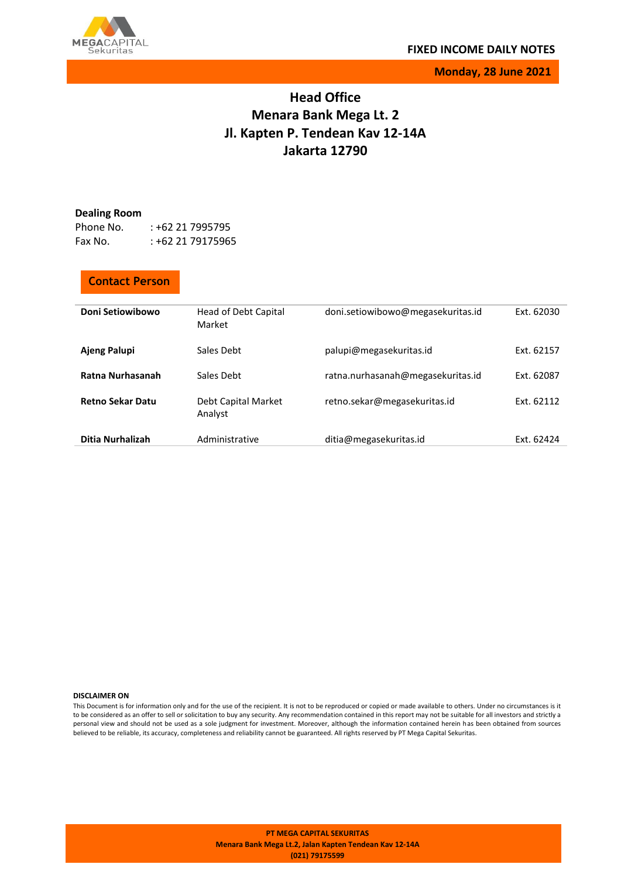# Head Office
## Menara Bank Mega Lt. 2
## Jl. Kapten P. Tendean Kav 12-14A
## Jakarta 12790

**Dealing Room**

Phone No. : +62 21 7995795
Fax No. : +62 21 79175965

## Contact Person

| | | | |
|---|---|---|---|
| **Doni Setiowibowo** | Head of Debt Capital Market | doni.setiowibowo@megasekuritas.id | Ext. 62030 |
| **Ajeng Palupi** | Sales Debt | palupi@megasekuritas.id | Ext. 62157 |
| **Ratna Nurhasanah** | Sales Debt | ratna.nurhasanah@megasekuritas.id | Ext. 62087 |
| **Retno Sekar Datu** | Debt Capital Market Analyst | retno.sekar@megasekuritas.id | Ext. 62112 |
| **Ditia Nurhalizah** | Administrative | ditia@megasekuritas.id | Ext. 62424 |

**DISCLAIMER ON**

This Document is for information only and for the use of the recipient. It is not to be reproduced or copied or made available to others. Under no circumstances is it to be considered as an offer to sell or solicitation to buy any security. Any recommendation contained in this report may not be suitable for all investors and strictly a personal view and should not be used as a sole judgment for investment. Moreover, although the information contained herein has been obtained from sources believed to be reliable, its accuracy, completeness and reliability cannot be guaranteed. All rights reserved by PT Mega Capital Sekuritas.

**PT MEGA CAPITAL SEKURITAS**
**Menara Bank Mega Lt.2, Jalan Kapten Tendean Kav 12-14A**
**(021) 79175599**